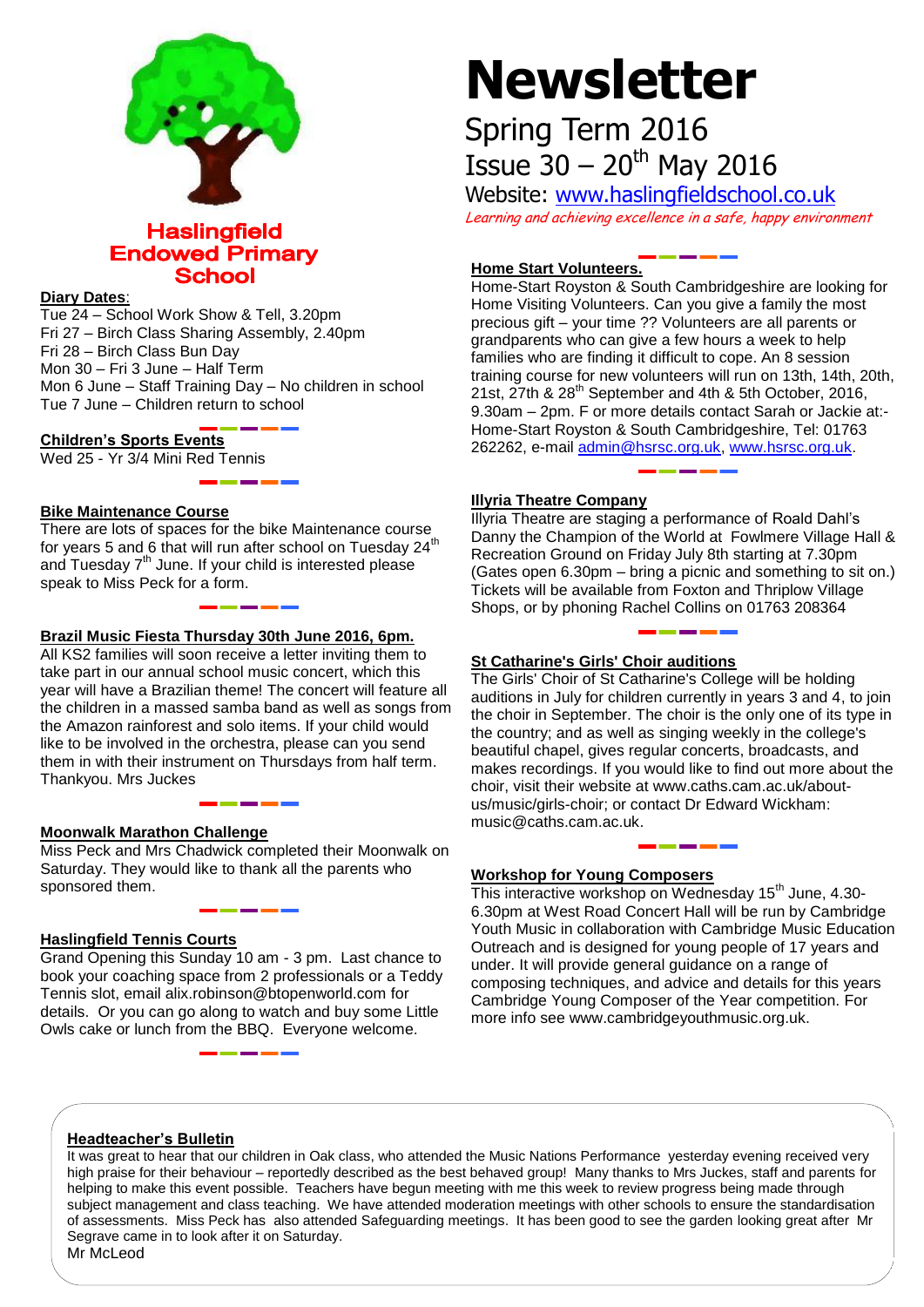# Haslingfield Endowed Primary School

# Newsletter

## Spring Term 2016

## Issue 30 – 20th May 2016

Website: www.haslingfieldschool.co.uk

*Learning and achieving excellence in a safe, happy environment*

**Diary Dates**:

Tue 24 – School Work Show & Tell, 3.20pm
Fri 27 – Birch Class Sharing Assembly, 2.40pm
Fri 28 – Birch Class Bun Day
Mon 30 – Fri 3 June – Half Term
Mon 6 June – Staff Training Day – No children in school
Tue 7 June – Children return to school

**Children's Sports Events**

Wed 25 - Yr 3/4 Mini Red Tennis

**Bike Maintenance Course**

There are lots of spaces for the bike Maintenance course for years 5 and 6 that will run after school on Tuesday 24th and Tuesday 7th June. If your child is interested please speak to Miss Peck for a form.

**Brazil Music Fiesta Thursday 30th June 2016, 6pm.**

All KS2 families will soon receive a letter inviting them to take part in our annual school music concert, which this year will have a Brazilian theme! The concert will feature all the children in a massed samba band as well as songs from the Amazon rainforest and solo items. If your child would like to be involved in the orchestra, please can you send them in with their instrument on Thursdays from half term. Thankyou. Mrs Juckes

**Moonwalk Marathon Challenge**

Miss Peck and Mrs Chadwick completed their Moonwalk on Saturday. They would like to thank all the parents who sponsored them.

**Haslingfield Tennis Courts**

Grand Opening this Sunday 10 am - 3 pm. Last chance to book your coaching space from 2 professionals or a Teddy Tennis slot, email alix.robinson@btopenworld.com for details. Or you can go along to watch and buy some Little Owls cake or lunch from the BBQ. Everyone welcome.

**Home Start Volunteers.**

Home-Start Royston & South Cambridgeshire are looking for Home Visiting Volunteers. Can you give a family the most precious gift – your time ?? Volunteers are all parents or grandparents who can give a few hours a week to help families who are finding it difficult to cope. An 8 session training course for new volunteers will run on 13th, 14th, 20th, 21st, 27th & 28th September and 4th & 5th October, 2016, 9.30am – 2pm. F or more details contact Sarah or Jackie at:- Home-Start Royston & South Cambridgeshire, Tel: 01763 262262, e-mail admin@hsrsc.org.uk, www.hsrsc.org.uk.

**Illyria Theatre Company**

Illyria Theatre are staging a performance of Roald Dahl's Danny the Champion of the World at Fowlmere Village Hall & Recreation Ground on Friday July 8th starting at 7.30pm (Gates open 6.30pm – bring a picnic and something to sit on.) Tickets will be available from Foxton and Thriplow Village Shops, or by phoning Rachel Collins on 01763 208364

**St Catharine's Girls' Choir auditions**

The Girls' Choir of St Catharine's College will be holding auditions in July for children currently in years 3 and 4, to join the choir in September. The choir is the only one of its type in the country; and as well as singing weekly in the college's beautiful chapel, gives regular concerts, broadcasts, and makes recordings. If you would like to find out more about the choir, visit their website at www.caths.cam.ac.uk/about-us/music/girls-choir; or contact Dr Edward Wickham: music@caths.cam.ac.uk.

**Workshop for Young Composers**

This interactive workshop on Wednesday 15th June, 4.30-6.30pm at West Road Concert Hall will be run by Cambridge Youth Music in collaboration with Cambridge Music Education Outreach and is designed for young people of 17 years and under. It will provide general guidance on a range of composing techniques, and advice and details for this years Cambridge Young Composer of the Year competition. For more info see www.cambridgeyouthmusic.org.uk.

**Headteacher's Bulletin**

It was great to hear that our children in Oak class, who attended the Music Nations Performance yesterday evening received very high praise for their behaviour – reportedly described as the best behaved group! Many thanks to Mrs Juckes, staff and parents for helping to make this event possible. Teachers have begun meeting with me this week to review progress being made through subject management and class teaching. We have attended moderation meetings with other schools to ensure the standardisation of assessments. Miss Peck has also attended Safeguarding meetings. It has been good to see the garden looking great after Mr Segrave came in to look after it on Saturday.

Mr McLeod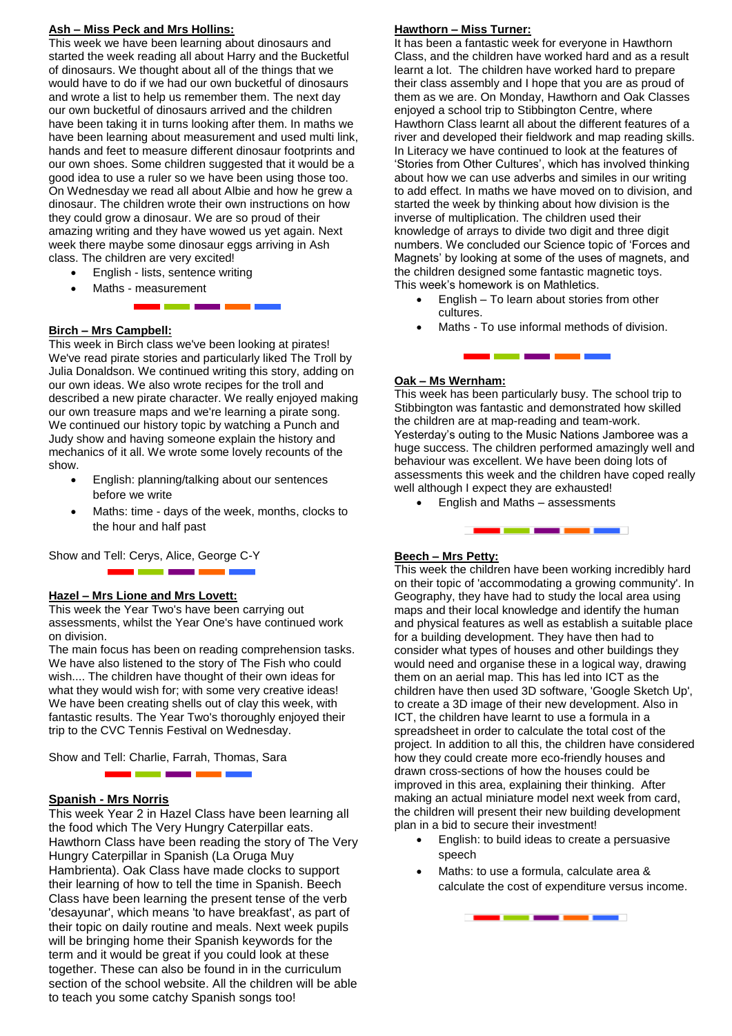**Ash – Miss Peck and Mrs Hollins:**

This week we have been learning about dinosaurs and started the week reading all about Harry and the Bucketful of dinosaurs. We thought about all of the things that we would have to do if we had our own bucketful of dinosaurs and wrote a list to help us remember them. The next day our own bucketful of dinosaurs arrived and the children have been taking it in turns looking after them. In maths we have been learning about measurement and used multi link, hands and feet to measure different dinosaur footprints and our own shoes. Some children suggested that it would be a good idea to use a ruler so we have been using those too. On Wednesday we read all about Albie and how he grew a dinosaur. The children wrote their own instructions on how they could grow a dinosaur. We are so proud of their amazing writing and they have wowed us yet again. Next week there maybe some dinosaur eggs arriving in Ash class. The children are very excited!

- English - lists, sentence writing
- Maths - measurement

**Birch – Mrs Campbell:**

This week in Birch class we've been looking at pirates! We've read pirate stories and particularly liked The Troll by Julia Donaldson. We continued writing this story, adding on our own ideas. We also wrote recipes for the troll and described a new pirate character. We really enjoyed making our own treasure maps and we're learning a pirate song. We continued our history topic by watching a Punch and Judy show and having someone explain the history and mechanics of it all. We wrote some lovely recounts of the show.

- English: planning/talking about our sentences before we write
- Maths: time - days of the week, months, clocks to the hour and half past

Show and Tell: Cerys, Alice, George C-Y

**Hazel – Mrs Lione and Mrs Lovett:**

This week the Year Two's have been carrying out assessments, whilst the Year One's have continued work on division.

The main focus has been on reading comprehension tasks. We have also listened to the story of The Fish who could wish.... The children have thought of their own ideas for what they would wish for; with some very creative ideas! We have been creating shells out of clay this week, with fantastic results. The Year Two's thoroughly enjoyed their trip to the CVC Tennis Festival on Wednesday.

Show and Tell: Charlie, Farrah, Thomas, Sara

**Spanish - Mrs Norris**

This week Year 2 in Hazel Class have been learning all the food which The Very Hungry Caterpillar eats. Hawthorn Class have been reading the story of The Very Hungry Caterpillar in Spanish (La Oruga Muy Hambrienta). Oak Class have made clocks to support their learning of how to tell the time in Spanish. Beech Class have been learning the present tense of the verb 'desayunar', which means 'to have breakfast', as part of their topic on daily routine and meals. Next week pupils will be bringing home their Spanish keywords for the term and it would be great if you could look at these together. These can also be found in in the curriculum section of the school website. All the children will be able to teach you some catchy Spanish songs too!

**Hawthorn – Miss Turner:**

It has been a fantastic week for everyone in Hawthorn Class, and the children have worked hard and as a result learnt a lot. The children have worked hard to prepare their class assembly and I hope that you are as proud of them as we are. On Monday, Hawthorn and Oak Classes enjoyed a school trip to Stibbington Centre, where Hawthorn Class learnt all about the different features of a river and developed their fieldwork and map reading skills. In Literacy we have continued to look at the features of 'Stories from Other Cultures', which has involved thinking about how we can use adverbs and similes in our writing to add effect. In maths we have moved on to division, and started the week by thinking about how division is the inverse of multiplication. The children used their knowledge of arrays to divide two digit and three digit numbers. We concluded our Science topic of 'Forces and Magnets' by looking at some of the uses of magnets, and the children designed some fantastic magnetic toys.

This week's homework is on Mathletics.

- English – To learn about stories from other cultures.
- Maths - To use informal methods of division.

**Oak – Ms Wernham:**

This week has been particularly busy. The school trip to Stibbington was fantastic and demonstrated how skilled the children are at map-reading and team-work. Yesterday's outing to the Music Nations Jamboree was a huge success. The children performed amazingly well and behaviour was excellent. We have been doing lots of assessments this week and the children have coped really well although I expect they are exhausted!

- English and Maths – assessments

**Beech – Mrs Petty:**

This week the children have been working incredibly hard on their topic of 'accommodating a growing community'. In Geography, they have had to study the local area using maps and their local knowledge and identify the human and physical features as well as establish a suitable place for a building development. They have then had to consider what types of houses and other buildings they would need and organise these in a logical way, drawing them on an aerial map. This has led into ICT as the children have then used 3D software, 'Google Sketch Up', to create a 3D image of their new development. Also in ICT, the children have learnt to use a formula in a spreadsheet in order to calculate the total cost of the project. In addition to all this, the children have considered how they could create more eco-friendly houses and drawn cross-sections of how the houses could be improved in this area, explaining their thinking. After making an actual miniature model next week from card, the children will present their new building development plan in a bid to secure their investment!

- English: to build ideas to create a persuasive speech
- Maths: to use a formula, calculate area & calculate the cost of expenditure versus income.